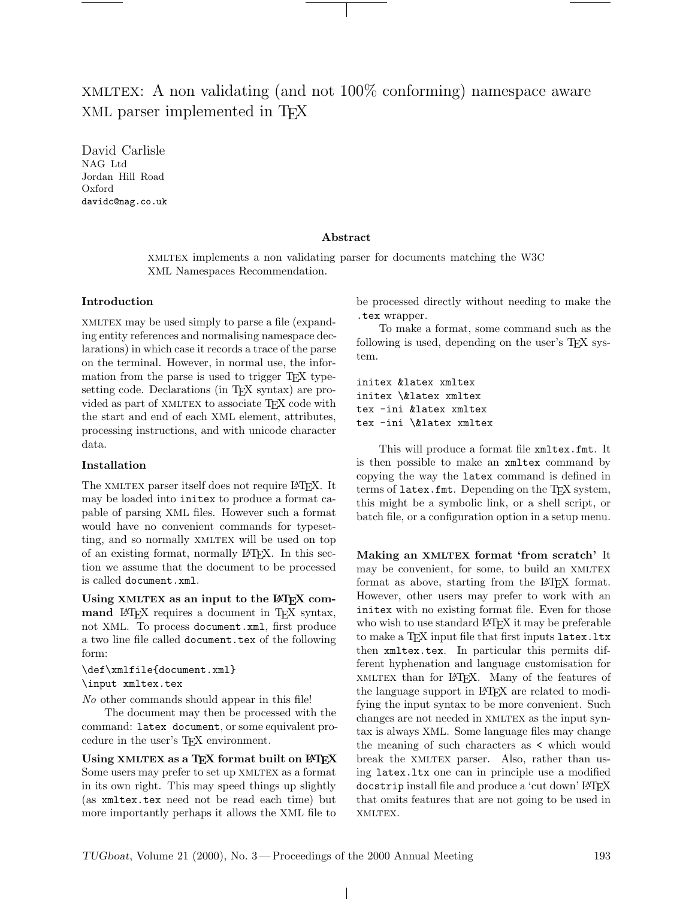# XMLTEX: A non validating (and not 100% conforming) namespace aware XML parser implemented in TEX

David Carlisle
NAG Ltd
Jordan Hill Road
Oxford
davidc@nag.co.uk

### Abstract

XMLTEX implements a non validating parser for documents matching the W3C XML Namespaces Recommendation.

### Introduction

XMLTEX may be used simply to parse a file (expanding entity references and normalising namespace declarations) in which case it records a trace of the parse on the terminal. However, in normal use, the information from the parse is used to trigger TEX typesetting code. Declarations (in TEX syntax) are provided as part of XMLTEX to associate TEX code with the start and end of each XML element, attributes, processing instructions, and with unicode character data.

### Installation

The XMLTEX parser itself does not require LATEX. It may be loaded into `initex` to produce a format capable of parsing XML files. However such a format would have no convenient commands for typesetting, and so normally XMLTEX will be used on top of an existing format, normally LATEX. In this section we assume that the document to be processed is called `document.xml`.

**Using XMLTEX as an input to the LATEX command** LATEX requires a document in TEX syntax, not XML. To process `document.xml`, first produce a two line file called `document.tex` of the following form:

```
\def\xmlfile{document.xml}
\input xmltex.tex
```

*No* other commands should appear in this file!

The document may then be processed with the command: `latex document`, or some equivalent procedure in the user's TEX environment.

**Using XMLTEX as a TEX format built on LATEX** Some users may prefer to set up XMLTEX as a format in its own right. This may speed things up slightly (as `xmltex.tex` need not be read each time) but more importantly perhaps it allows the XML file to be processed directly without needing to make the `.tex` wrapper.

To make a format, some command such as the following is used, depending on the user's TEX system.

```
initex &latex xmltex
initex \&latex xmltex
tex -ini &latex xmltex
tex -ini \&latex xmltex
```

This will produce a format file `xmltex.fmt`. It is then possible to make an `xmltex` command by copying the way the `latex` command is defined in terms of `latex.fmt`. Depending on the TEX system, this might be a symbolic link, or a shell script, or batch file, or a configuration option in a setup menu.

**Making an XMLTEX format 'from scratch'** It may be convenient, for some, to build an XMLTEX format as above, starting from the LATEX format. However, other users may prefer to work with an `initex` with no existing format file. Even for those who wish to use standard LATEX it may be preferable to make a TEX input file that first inputs `latex.ltx` then `xmltex.tex`. In particular this permits different hyphenation and language customisation for XMLTEX than for LATEX. Many of the features of the language support in LATEX are related to modifying the input syntax to be more convenient. Such changes are not needed in XMLTEX as the input syntax is always XML. Some language files may change the meaning of such characters as `<` which would break the XMLTEX parser. Also, rather than using `latex.ltx` one can in principle use a modified `docstrip` install file and produce a 'cut down' LATEX that omits features that are not going to be used in XMLTEX.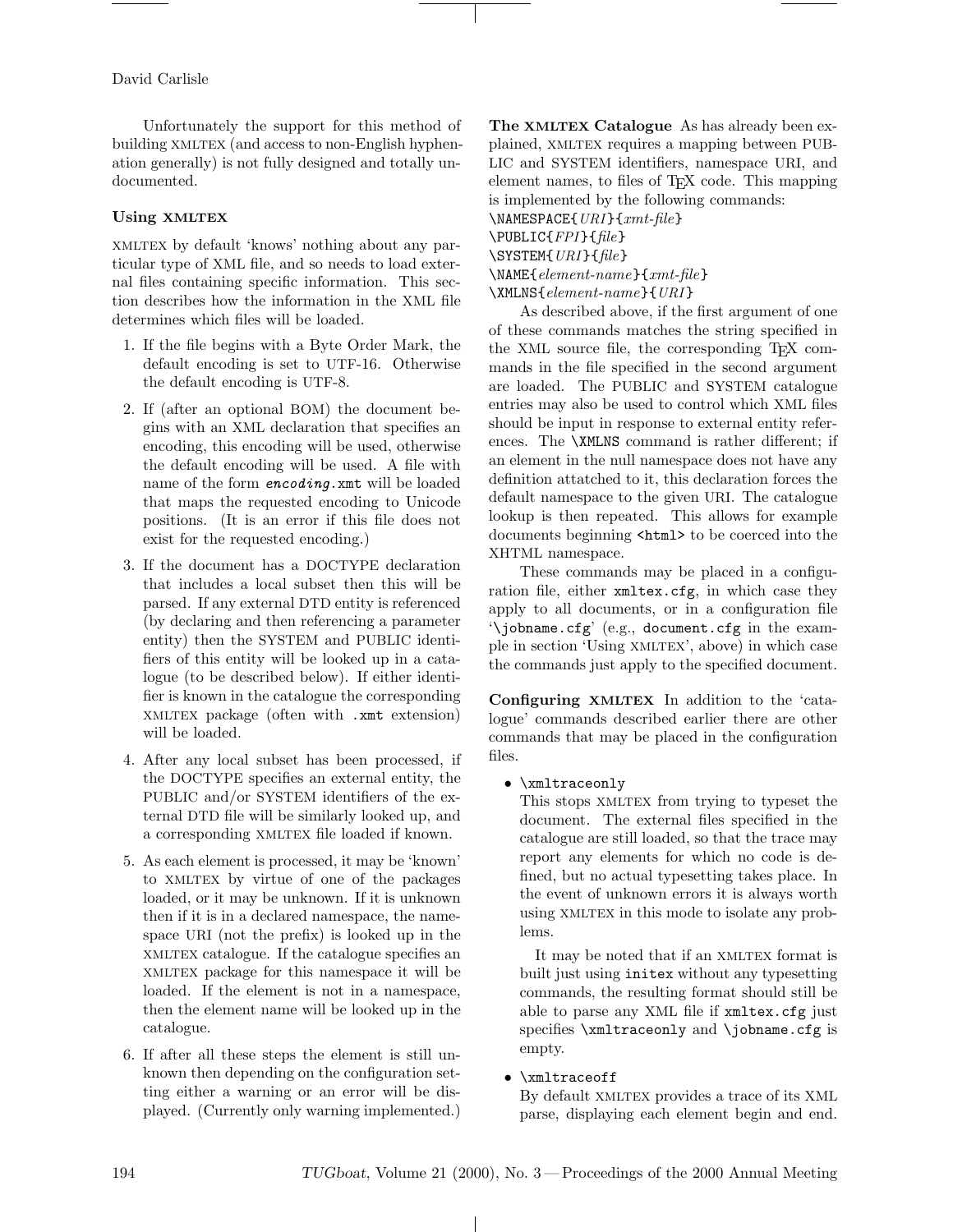Unfortunately the support for this method of building XMLTEX (and access to non-English hyphenation generally) is not fully designed and totally undocumented.

### Using XMLTEX

XMLTEX by default 'knows' nothing about any particular type of XML file, and so needs to load external files containing specific information. This section describes how the information in the XML file determines which files will be loaded.

1. If the file begins with a Byte Order Mark, the default encoding is set to UTF-16. Otherwise the default encoding is UTF-8.
2. If (after an optional BOM) the document begins with an XML declaration that specifies an encoding, this encoding will be used, otherwise the default encoding will be used. A file with name of the form `encoding.xmt` will be loaded that maps the requested encoding to Unicode positions. (It is an error if this file does not exist for the requested encoding.)
3. If the document has a DOCTYPE declaration that includes a local subset then this will be parsed. If any external DTD entity is referenced (by declaring and then referencing a parameter entity) then the SYSTEM and PUBLIC identifiers of this entity will be looked up in a catalogue (to be described below). If either identifier is known in the catalogue the corresponding XMLTEX package (often with `.xmt` extension) will be loaded.
4. After any local subset has been processed, if the DOCTYPE specifies an external entity, the PUBLIC and/or SYSTEM identifiers of the external DTD file will be similarly looked up, and a corresponding XMLTEX file loaded if known.
5. As each element is processed, it may be 'known' to XMLTEX by virtue of one of the packages loaded, or it may be unknown. If it is unknown then if it is in a declared namespace, the namespace URI (not the prefix) is looked up in the XMLTEX catalogue. If the catalogue specifies an XMLTEX package for this namespace it will be loaded. If the element is not in a namespace, then the element name will be looked up in the catalogue.
6. If after all these steps the element is still unknown then depending on the configuration setting either a warning or an error will be displayed. (Currently only warning implemented.)

**The XMLTEX Catalogue** As has already been explained, XMLTEX requires a mapping between PUBLIC and SYSTEM identifiers, namespace URI, and element names, to files of TEX code. This mapping is implemented by the following commands:

`\NAMESPACE{`*URI*`}{`*xmt-file*`}`
`\PUBLIC{`*FPI*`}{`*file*`}`
`\SYSTEM{`*URI*`}{`*file*`}`
`\NAME{`*element-name*`}{`*xmt-file*`}`
`\XMLNS{`*element-name*`}{`*URI*`}`

As described above, if the first argument of one of these commands matches the string specified in the XML source file, the corresponding TEX commands in the file specified in the second argument are loaded. The PUBLIC and SYSTEM catalogue entries may also be used to control which XML files should be input in response to external entity references. The `\XMLNS` command is rather different; if an element in the null namespace does not have any definition attatched to it, this declaration forces the default namespace to the given URI. The catalogue lookup is then repeated. This allows for example documents beginning `<html>` to be coerced into the XHTML namespace.

These commands may be placed in a configuration file, either `xmltex.cfg`, in which case they apply to all documents, or in a configuration file '`\jobname.cfg`' (e.g., `document.cfg` in the example in section 'Using XMLTEX', above) in which case the commands just apply to the specified document.

**Configuring XMLTEX** In addition to the 'catalogue' commands described earlier there are other commands that may be placed in the configuration files.

- `\xmltraceonly`
  This stops XMLTEX from trying to typeset the document. The external files specified in the catalogue are still loaded, so that the trace may report any elements for which no code is defined, but no actual typesetting takes place. In the event of unknown errors it is always worth using XMLTEX in this mode to isolate any problems.

  It may be noted that if an XMLTEX format is built just using `initex` without any typesetting commands, the resulting format should still be able to parse any XML file if `xmltex.cfg` just specifies `\xmltraceonly` and `\jobname.cfg` is empty.

- `\xmltraceoff`
  By default XMLTEX provides a trace of its XML parse, displaying each element begin and end.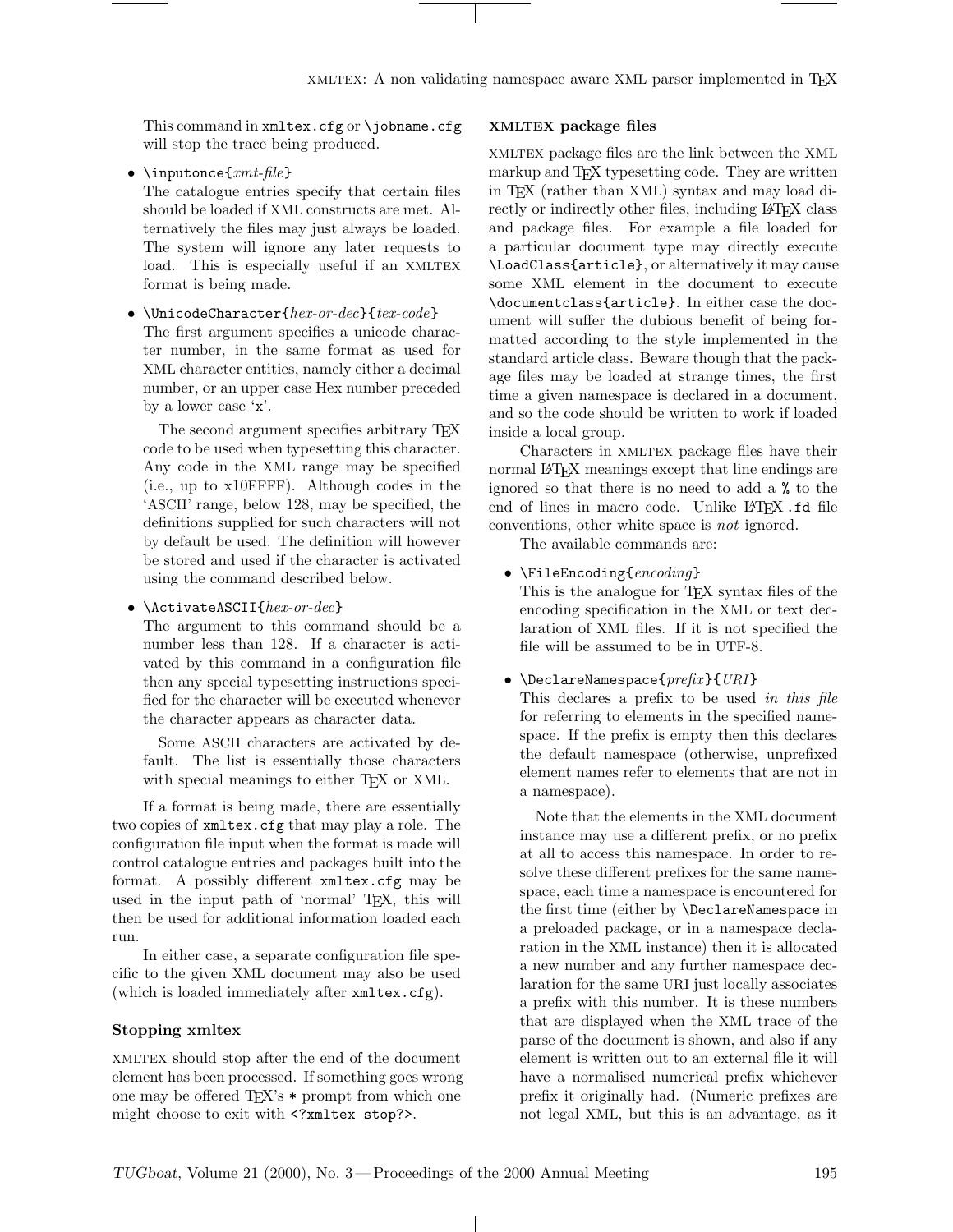This command in `xmltex.cfg` or `\jobname.cfg` will stop the trace being produced.

- `\inputonce{`*xmt-file*`}`
  The catalogue entries specify that certain files should be loaded if XML constructs are met. Alternatively the files may just always be loaded. The system will ignore any later requests to load. This is especially useful if an XMLTEX format is being made.

- `\UnicodeCharacter{`*hex-or-dec*`}{`*tex-code*`}`
  The first argument specifies a unicode character number, in the same format as used for XML character entities, namely either a decimal number, or an upper case Hex number preceded by a lower case 'x'.

  The second argument specifies arbitrary TeX code to be used when typesetting this character. Any code in the XML range may be specified (i.e., up to x10FFFF). Although codes in the 'ASCII' range, below 128, may be specified, the definitions supplied for such characters will not by default be used. The definition will however be stored and used if the character is activated using the command described below.

- `\ActivateASCII{`*hex-or-dec*`}`
  The argument to this command should be a number less than 128. If a character is activated by this command in a configuration file then any special typesetting instructions specified for the character will be executed whenever the character appears as character data.

  Some ASCII characters are activated by default. The list is essentially those characters with special meanings to either TeX or XML.

If a format is being made, there are essentially two copies of `xmltex.cfg` that may play a role. The configuration file input when the format is made will control catalogue entries and packages built into the format. A possibly different `xmltex.cfg` may be used in the input path of 'normal' TeX, this will then be used for additional information loaded each run.

In either case, a separate configuration file specific to the given XML document may also be used (which is loaded immediately after `xmltex.cfg`).

### Stopping xmltex

XMLTEX should stop after the end of the document element has been processed. If something goes wrong one may be offered TeX's `*` prompt from which one might choose to exit with `<?xmltex stop?>`.

### XMLTEX package files

XMLTEX package files are the link between the XML markup and TeX typesetting code. They are written in TeX (rather than XML) syntax and may load directly or indirectly other files, including LaTeX class and package files. For example a file loaded for a particular document type may directly execute `\LoadClass{article}`, or alternatively it may cause some XML element in the document to execute `\documentclass{article}`. In either case the document will suffer the dubious benefit of being formatted according to the style implemented in the standard article class. Beware though that the package files may be loaded at strange times, the first time a given namespace is declared in a document, and so the code should be written to work if loaded inside a local group.

Characters in XMLTEX package files have their normal LaTeX meanings except that line endings are ignored so that there is no need to add a `%` to the end of lines in macro code. Unlike LaTeX `.fd` file conventions, other white space is *not* ignored.

The available commands are:

- `\FileEncoding{`*encoding*`}`
  This is the analogue for TeX syntax files of the encoding specification in the XML or text declaration of XML files. If it is not specified the file will be assumed to be in UTF-8.

- `\DeclareNamespace{`*prefix*`}{`*URI*`}`
  This declares a prefix to be used *in this file* for referring to elements in the specified namespace. If the prefix is empty then this declares the default namespace (otherwise, unprefixed element names refer to elements that are not in a namespace).

  Note that the elements in the XML document instance may use a different prefix, or no prefix at all to access this namespace. In order to resolve these different prefixes for the same namespace, each time a namespace is encountered for the first time (either by `\DeclareNamespace` in a preloaded package, or in a namespace declaration in the XML instance) then it is allocated a new number and any further namespace declaration for the same URI just locally associates a prefix with this number. It is these numbers that are displayed when the XML trace of the parse of the document is shown, and also if any element is written out to an external file it will have a normalised numerical prefix whichever prefix it originally had. (Numeric prefixes are not legal XML, but this is an advantage, as it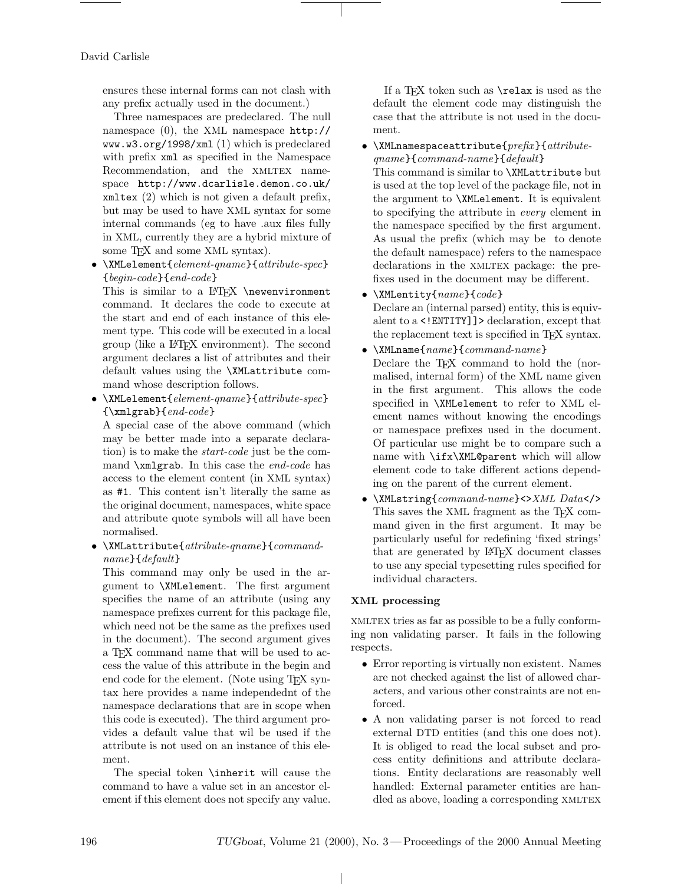ensures these internal forms can not clash with any prefix actually used in the document.)

Three namespaces are predeclared. The null namespace (0), the XML namespace `http://www.w3.org/1998/xml` (1) which is predeclared with prefix `xml` as specified in the Namespace Recommendation, and the XMLTEX namespace `http://www.dcarlisle.demon.co.uk/xmltex` (2) which is not given a default prefix, but may be used to have XML syntax for some internal commands (eg to have .aux files fully in XML, currently they are a hybrid mixture of some TeX and some XML syntax).

- `\XMLelement{`*element-qname*`}{`*attribute-spec*`}{`*begin-code*`}{`*end-code*`}`
  This is similar to a LaTeX `\newenvironment` command. It declares the code to execute at the start and end of each instance of this element type. This code will be executed in a local group (like a LaTeX environment). The second argument declares a list of attributes and their default values using the `\XMLattribute` command whose description follows.
- `\XMLelement{`*element-qname*`}{`*attribute-spec*`}{\xmlgrab}{`*end-code*`}`
  A special case of the above command (which may be better made into a separate declaration) is to make the *start-code* just be the command `\xmlgrab`. In this case the *end-code* has access to the element content (in XML syntax) as `#1`. This content isn't literally the same as the original document, namespaces, white space and attribute quote symbols will all have been normalised.
- `\XMLattribute{`*attribute-qname*`}{`*command-name*`}{`*default*`}`
  This command may only be used in the argument to `\XMLelement`. The first argument specifies the name of an attribute (using any namespace prefixes current for this package file, which need not be the same as the prefixes used in the document). The second argument gives a TeX command name that will be used to access the value of this attribute in the begin and end code for the element. (Note using TeX syntax here provides a name independednt of the namespace declarations that are in scope when this code is executed). The third argument provides a default value that wil be used if the attribute is not used on an instance of this element.

  The special token `\inherit` will cause the command to have a value set in an ancestor element if this element does not specify any value.

  If a TeX token such as `\relax` is used as the default the element code may distinguish the case that the attribute is not used in the document.
- `\XMLnamespaceattribute{`*prefix*`}{`*attribute-qname*`}{`*command-name*`}{`*default*`}`
  This command is similar to `\XMLattribute` but is used at the top level of the package file, not in the argument to `\XMLelement`. It is equivalent to specifying the attribute in *every* element in the namespace specified by the first argument. As usual the prefix (which may be to denote the default namespace) refers to the namespace declarations in the XMLTEX package: the prefixes used in the document may be different.
- `\XMLentity{`*name*`}{`*code*`}`
  Declare an (internal parsed) entity, this is equivalent to a `<!ENTITY]]>` declaration, except that the replacement text is specified in TeX syntax.
- `\XMLname{`*name*`}{`*command-name*`}`
  Declare the TeX command to hold the (normalised, internal form) of the XML name given in the first argument. This allows the code specified in `\XMLelement` to refer to XML element names without knowing the encodings or namespace prefixes used in the document. Of particular use might be to compare such a name with `\ifx\XML@parent` which will allow element code to take different actions depending on the parent of the current element.
- `\XMLstring{`*command-name*`}<>`*XML Data*`</>`
  This saves the XML fragment as the TeX command given in the first argument. It may be particularly useful for redefining 'fixed strings' that are generated by LaTeX document classes to use any special typesetting rules specified for individual characters.

### XML processing

XMLTEX tries as far as possible to be a fully conforming non validating parser. It fails in the following respects.

- Error reporting is virtually non existent. Names are not checked against the list of allowed characters, and various other constraints are not enforced.
- A non validating parser is not forced to read external DTD entities (and this one does not). It is obliged to read the local subset and process entity definitions and attribute declarations. Entity declarations are reasonably well handled: External parameter entities are handled as above, loading a corresponding XMLTEX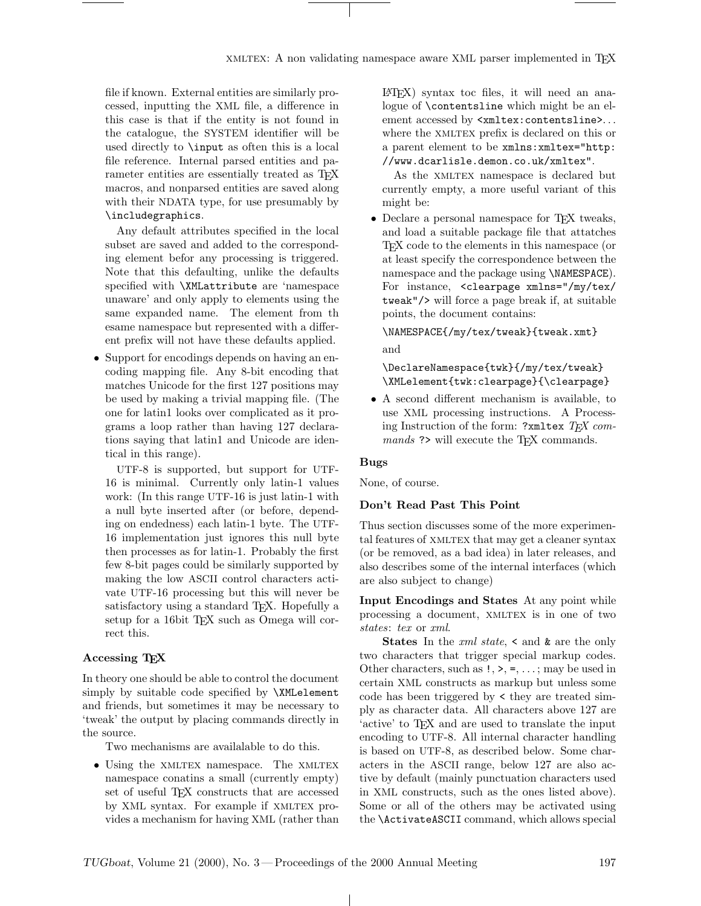file if known. External entities are similarly processed, inputting the XML file, a difference in this case is that if the entity is not found in the catalogue, the SYSTEM identifier will be used directly to `\input` as often this is a local file reference. Internal parsed entities and parameter entities are essentially treated as TeX macros, and nonparsed entities are saved along with their NDATA type, for use presumably by `\includegraphics`.

Any default attributes specified in the local subset are saved and added to the corresponding element befor any processing is triggered. Note that this defaulting, unlike the defaults specified with `\XMLattribute` are 'namespace unaware' and only apply to elements using the same expanded name. The element from th esame namespace but represented with a different prefix will not have these defaults applied.

- Support for encodings depends on having an encoding mapping file. Any 8-bit encoding that matches Unicode for the first 127 positions may be used by making a trivial mapping file. (The one for latin1 looks over complicated as it programs a loop rather than having 127 declarations saying that latin1 and Unicode are identical in this range).

  UTF-8 is supported, but support for UTF-16 is minimal. Currently only latin-1 values work: (In this range UTF-16 is just latin-1 with a null byte inserted after (or before, depending on endedness) each latin-1 byte. The UTF-16 implementation just ignores this null byte then processes as for latin-1. Probably the first few 8-bit pages could be similarly supported by making the low ASCII control characters activate UTF-16 processing but this will never be satisfactory using a standard TeX. Hopefully a setup for a 16bit TeX such as Omega will correct this.

### Accessing TeX

In theory one should be able to control the document simply by suitable code specified by `\XMLelement` and friends, but sometimes it may be necessary to 'tweak' the output by placing commands directly in the source.

Two mechanisms are availalable to do this.

- Using the XMLTEX namespace. The XMLTEX namespace conatins a small (currently empty) set of useful TeX constructs that are accessed by XML syntax. For example if XMLTEX provides a mechanism for having XML (rather than LaTeX) syntax toc files, it will need an analogue of `\contentsline` which might be an element accessed by `<xmltex:contentsline>`... where the XMLTEX prefix is declared on this or a parent element to be `xmlns:xmltex="http://www.dcarlisle.demon.co.uk/xmltex"`.

  As the XMLTEX namespace is declared but currently empty, a more useful variant of this might be:

- Declare a personal namespace for TeX tweaks, and load a suitable package file that attatches TeX code to the elements in this namespace (or at least specify the correspondence between the namespace and the package using `\NAMESPACE`). For instance, `<clearpage xmlns="/my/tex/tweak"/>` will force a page break if, at suitable points, the document contains:

  ```
  \NAMESPACE{/my/tex/tweak}{tweak.xmt}
  ```

  and

  ```
  \DeclareNamespace{twk}{/my/tex/tweak}
  \XMLelement{twk:clearpage}{\clearpage}
  ```

- A second different mechanism is available, to use XML processing instructions. A Processing Instruction of the form: `?xmltex` *TeX commands* `?>` will execute the TeX commands.

### Bugs

None, of course.

### Don't Read Past This Point

Thus section discusses some of the more experimental features of XMLTEX that may get a cleaner syntax (or be removed, as a bad idea) in later releases, and also describes some of the internal interfaces (which are also subject to change)

**Input Encodings and States** At any point while processing a document, XMLTEX is in one of two *states*: *tex* or *xml*.

**States** In the *xml state*, `<` and `&` are the only two characters that trigger special markup codes. Other characters, such as `!`, `>`, `=`, ...; may be used in certain XML constructs as markup but unless some code has been triggered by `<` they are treated simply as character data. All characters above 127 are 'active' to TeX and are used to translate the input encoding to UTF-8. All internal character handling is based on UTF-8, as described below. Some characters in the ASCII range, below 127 are also active by default (mainly punctuation characters used in XML constructs, such as the ones listed above). Some or all of the others may be activated using the `\ActivateASCII` command, which allows special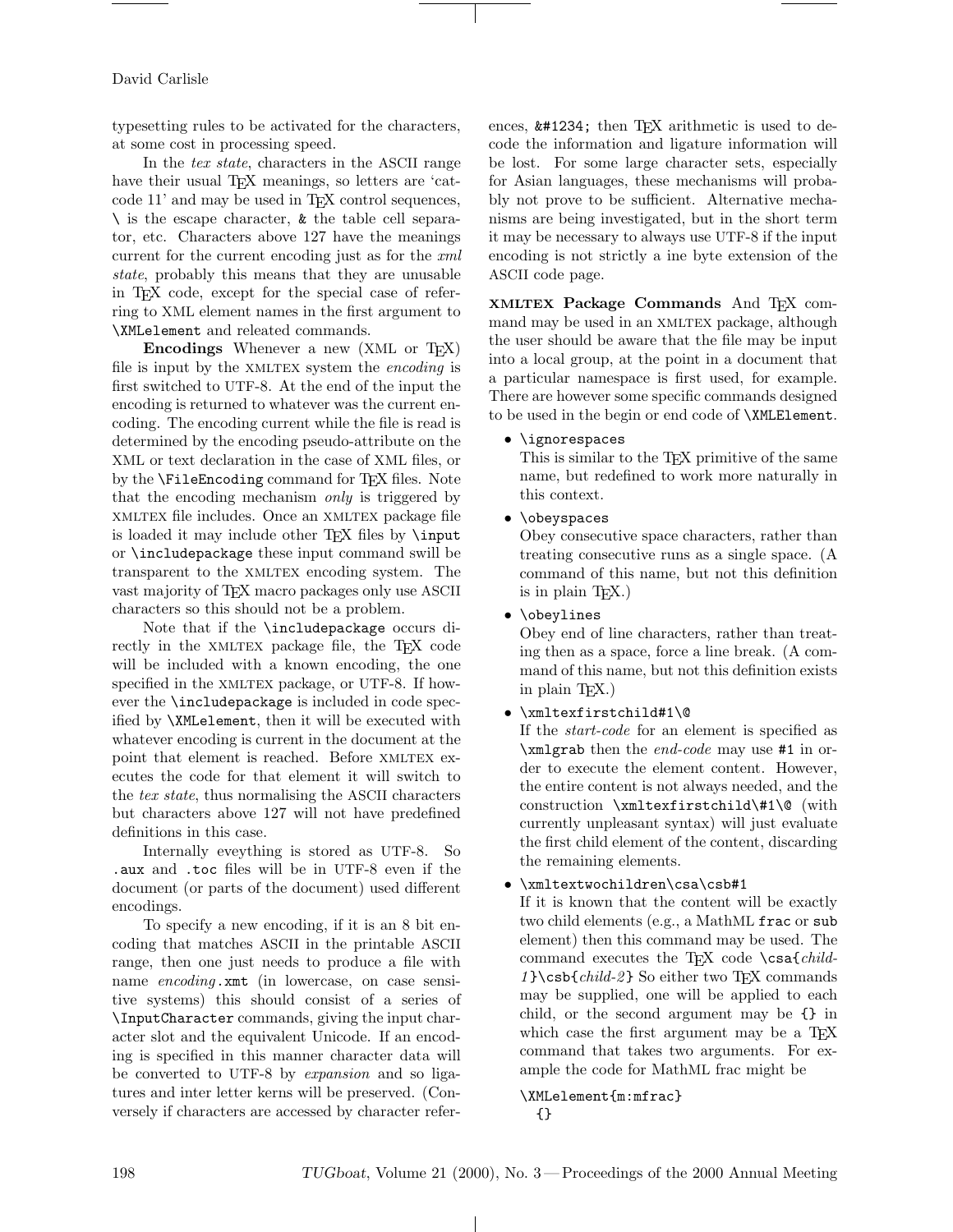typesetting rules to be activated for the characters, at some cost in processing speed.

In the *tex state*, characters in the ASCII range have their usual TEX meanings, so letters are 'catcode 11' and may be used in TEX control sequences, `\` is the escape character, `&` the table cell separator, etc. Characters above 127 have the meanings current for the current encoding just as for the *xml state*, probably this means that they are unusable in TEX code, except for the special case of referring to XML element names in the first argument to `\XMLelement` and releated commands.

**Encodings** Whenever a new (XML or TEX) file is input by the XMLTEX system the *encoding* is first switched to UTF-8. At the end of the input the encoding is returned to whatever was the current encoding. The encoding current while the file is read is determined by the encoding pseudo-attribute on the XML or text declaration in the case of XML files, or by the `\FileEncoding` command for TEX files. Note that the encoding mechanism *only* is triggered by XMLTEX file includes. Once an XMLTEX package file is loaded it may include other TEX files by `\input` or `\includepackage` these input command swill be transparent to the XMLTEX encoding system. The vast majority of TEX macro packages only use ASCII characters so this should not be a problem.

Note that if the `\includepackage` occurs directly in the XMLTEX package file, the TEX code will be included with a known encoding, the one specified in the XMLTEX package, or UTF-8. If however the `\includepackage` is included in code specified by `\XMLelement`, then it will be executed with whatever encoding is current in the document at the point that element is reached. Before XMLTEX executes the code for that element it will switch to the *tex state*, thus normalising the ASCII characters but characters above 127 will not have predefined definitions in this case.

Internally eveything is stored as UTF-8. So `.aux` and `.toc` files will be in UTF-8 even if the document (or parts of the document) used different encodings.

To specify a new encoding, if it is an 8 bit encoding that matches ASCII in the printable ASCII range, then one just needs to produce a file with name *encoding*`.xmt` (in lowercase, on case sensitive systems) this should consist of a series of `\InputCharacter` commands, giving the input character slot and the equivalent Unicode. If an encoding is specified in this manner character data will be converted to UTF-8 by *expansion* and so ligatures and inter letter kerns will be preserved. (Conversely if characters are accessed by character references, `&#1234;` then TEX arithmetic is used to decode the information and ligature information will be lost. For some large character sets, especially for Asian languages, these mechanisms will probably not prove to be sufficient. Alternative mechanisms are being investigated, but in the short term it may be necessary to always use UTF-8 if the input encoding is not strictly a ine byte extension of the ASCII code page.

**XMLTEX Package Commands** And TEX command may be used in an XMLTEX package, although the user should be aware that the file may be input into a local group, at the point in a document that a particular namespace is first used, for example. There are however some specific commands designed to be used in the begin or end code of `\XMLElement`.

- `\ignorespaces`
  This is similar to the TEX primitive of the same name, but redefined to work more naturally in this context.
- `\obeyspaces`
  Obey consecutive space characters, rather than treating consecutive runs as a single space. (A command of this name, but not this definition is in plain TEX.)
- `\obeylines`
  Obey end of line characters, rather than treating then as a space, force a line break. (A command of this name, but not this definition exists in plain TEX.)
- `\xmltexfirstchild#1\@`
  If the *start-code* for an element is specified as `\xmlgrab` then the *end-code* may use `#1` in order to execute the element content. However, the entire content is not always needed, and the construction `\xmltexfirstchild\#1\@` (with currently unpleasant syntax) will just evaluate the first child element of the content, discarding the remaining elements.
- `\xmltextwochildren\csa\csb#1`
  If it is known that the content will be exactly two child elements (e.g., a MathML `frac` or `sub` element) then this command may be used. The command executes the TEX code `\csa{`*child-1*`}\csb{`*child-2*`}` So either two TEX commands may be supplied, one will be applied to each child, or the second argument may be `{}` in which case the first argument may be a TEX command that takes two arguments. For example the code for MathML frac might be

```
\XMLelement{m:mfrac}
  {}
```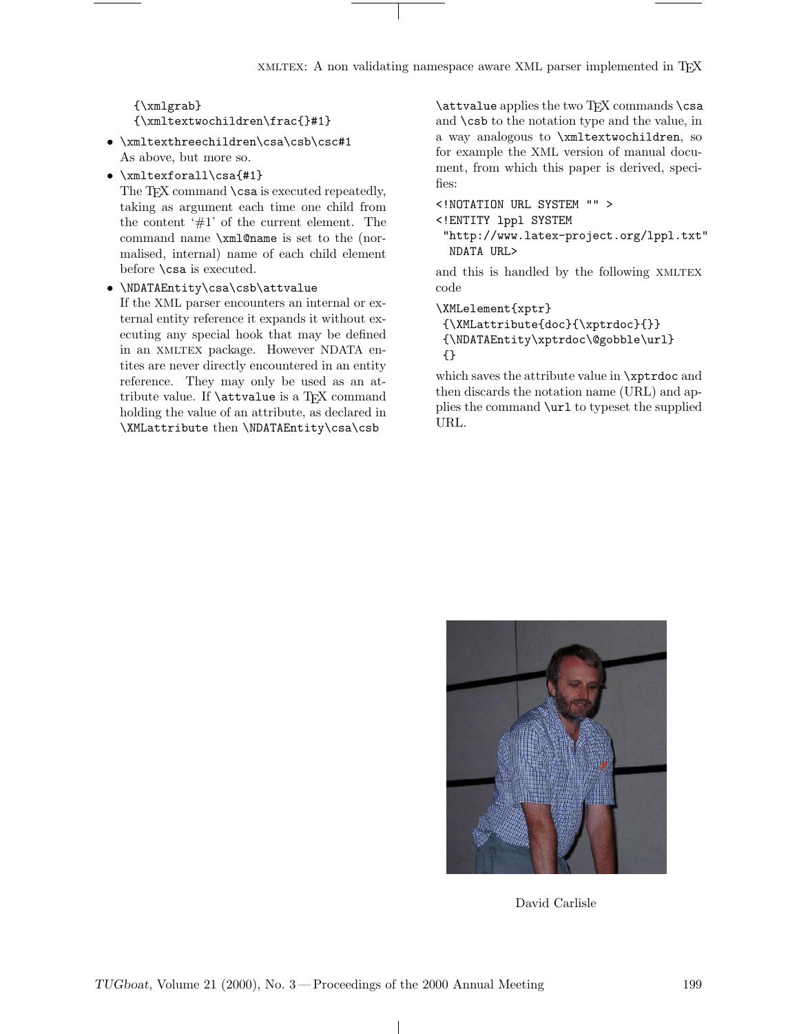```
{\xmlgrab}
{\xmltextwochildren\frac{}#1}
```

- `\xmltexthreechildren\csa\csb\csc#1`
  As above, but more so.
- `\xmltexforall\csa{#1}`
  The TeX command `\csa` is executed repeatedly, taking as argument each time one child from the content '#1' of the current element. The command name `\xml@name` is set to the (normalised, internal) name of each child element before `\csa` is executed.
- `\NDATAEntity\csa\csb\attvalue`
  If the XML parser encounters an internal or external entity reference it expands it without executing any special hook that may be defined in an XMLTEX package. However NDATA entites are never directly encountered in an entity reference. They may only be used as an attribute value. If `\attvalue` is a TeX command holding the value of an attribute, as declared in `\XMLattribute` then `\NDATAEntity\csa\csb` `\attvalue` applies the two TeX commands `\csa` and `\csb` to the notation type and the value, in a way analogous to `\xmltextwochildren`, so for example the XML version of manual document, from which this paper is derived, specifies:

```
<!NOTATION URL SYSTEM "" >
<!ENTITY lppl SYSTEM
 "http://www.latex-project.org/lppl.txt"
  NDATA URL>
```

and this is handled by the following XMLTEX code

```
\XMLelement{xptr}
 {\XMLattribute{doc}{\xptrdoc}{}}
 {\NDATAEntity\xptrdoc\@gobble\url}
 {}
```

which saves the attribute value in `\xptrdoc` and then discards the notation name (URL) and applies the command `\url` to typeset the supplied URL.

David Carlisle